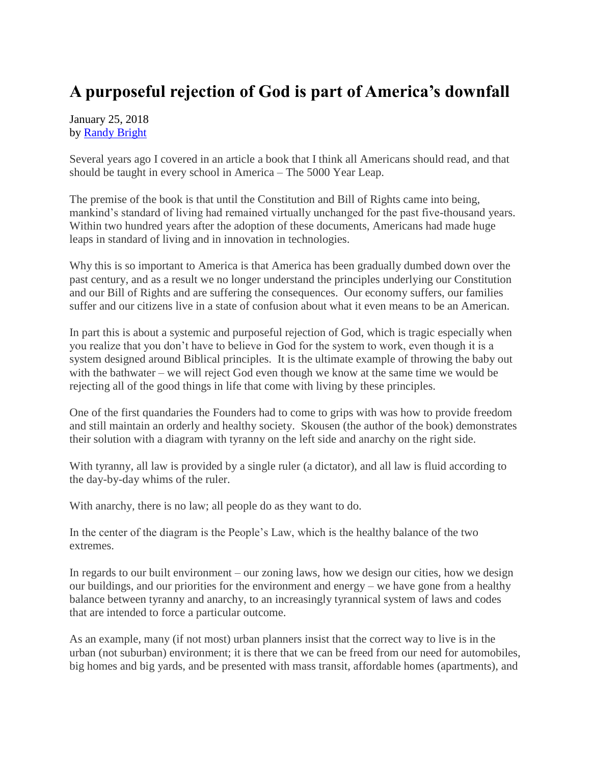# A purposeful rejection of God is part of America's downfall

January 25, 2018
by [Randy Bright]

Several years ago I covered in an article a book that I think all Americans should read, and that should be taught in every school in America – The 5000 Year Leap.

The premise of the book is that until the Constitution and Bill of Rights came into being, mankind's standard of living had remained virtually unchanged for the past five-thousand years. Within two hundred years after the adoption of these documents, Americans had made huge leaps in standard of living and in innovation in technologies.

Why this is so important to America is that America has been gradually dumbed down over the past century, and as a result we no longer understand the principles underlying our Constitution and our Bill of Rights and are suffering the consequences. Our economy suffers, our families suffer and our citizens live in a state of confusion about what it even means to be an American.

In part this is about a systemic and purposeful rejection of God, which is tragic especially when you realize that you don't have to believe in God for the system to work, even though it is a system designed around Biblical principles. It is the ultimate example of throwing the baby out with the bathwater – we will reject God even though we know at the same time we would be rejecting all of the good things in life that come with living by these principles.

One of the first quandaries the Founders had to come to grips with was how to provide freedom and still maintain an orderly and healthy society. Skousen (the author of the book) demonstrates their solution with a diagram with tyranny on the left side and anarchy on the right side.

With tyranny, all law is provided by a single ruler (a dictator), and all law is fluid according to the day-by-day whims of the ruler.

With anarchy, there is no law; all people do as they want to do.

In the center of the diagram is the People's Law, which is the healthy balance of the two extremes.

In regards to our built environment – our zoning laws, how we design our cities, how we design our buildings, and our priorities for the environment and energy – we have gone from a healthy balance between tyranny and anarchy, to an increasingly tyrannical system of laws and codes that are intended to force a particular outcome.

As an example, many (if not most) urban planners insist that the correct way to live is in the urban (not suburban) environment; it is there that we can be freed from our need for automobiles, big homes and big yards, and be presented with mass transit, affordable homes (apartments), and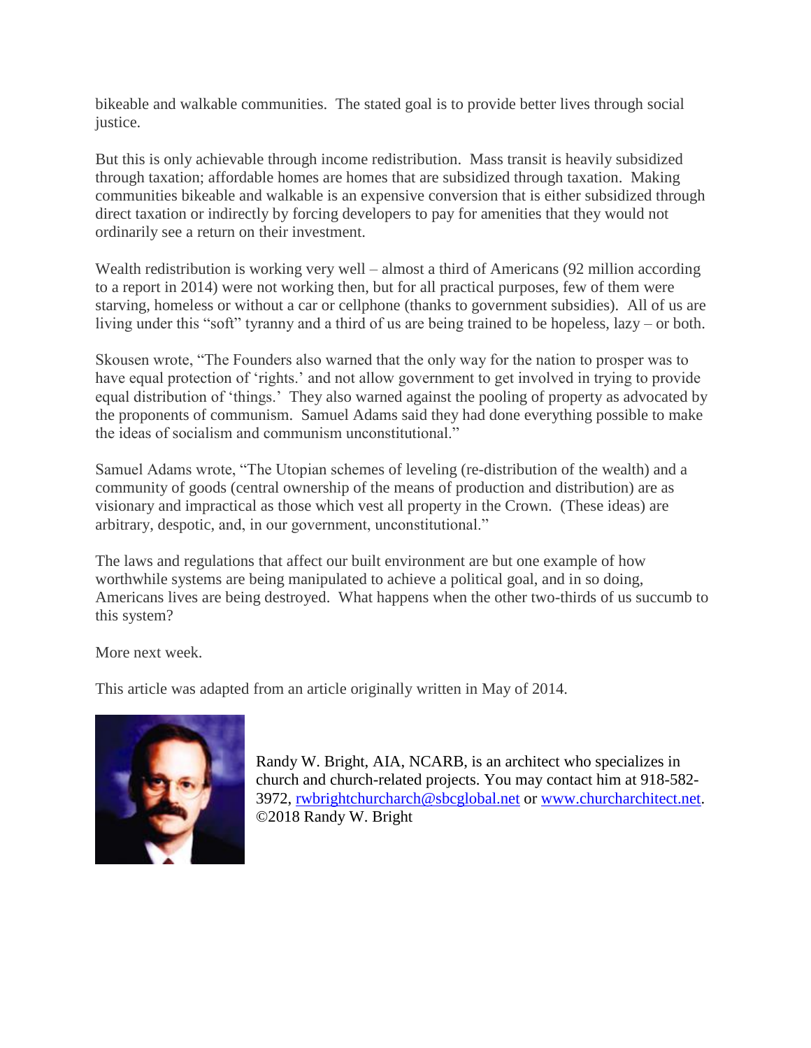bikeable and walkable communities. The stated goal is to provide better lives through social justice.

But this is only achievable through income redistribution. Mass transit is heavily subsidized through taxation; affordable homes are homes that are subsidized through taxation. Making communities bikeable and walkable is an expensive conversion that is either subsidized through direct taxation or indirectly by forcing developers to pay for amenities that they would not ordinarily see a return on their investment.

Wealth redistribution is working very well – almost a third of Americans (92 million according to a report in 2014) were not working then, but for all practical purposes, few of them were starving, homeless or without a car or cellphone (thanks to government subsidies). All of us are living under this "soft" tyranny and a third of us are being trained to be hopeless, lazy – or both.

Skousen wrote, "The Founders also warned that the only way for the nation to prosper was to have equal protection of 'rights.' and not allow government to get involved in trying to provide equal distribution of 'things.' They also warned against the pooling of property as advocated by the proponents of communism. Samuel Adams said they had done everything possible to make the ideas of socialism and communism unconstitutional."

Samuel Adams wrote, "The Utopian schemes of leveling (re-distribution of the wealth) and a community of goods (central ownership of the means of production and distribution) are as visionary and impractical as those which vest all property in the Crown. (These ideas) are arbitrary, despotic, and, in our government, unconstitutional."

The laws and regulations that affect our built environment are but one example of how worthwhile systems are being manipulated to achieve a political goal, and in so doing, Americans lives are being destroyed. What happens when the other two-thirds of us succumb to this system?

More next week.

This article was adapted from an article originally written in May of 2014.

Randy W. Bright, AIA, NCARB, is an architect who specializes in church and church-related projects. You may contact him at 918-582-3972, rwbrightchurcharch@sbcglobal.net or www.churcharchitect.net. ©2018 Randy W. Bright